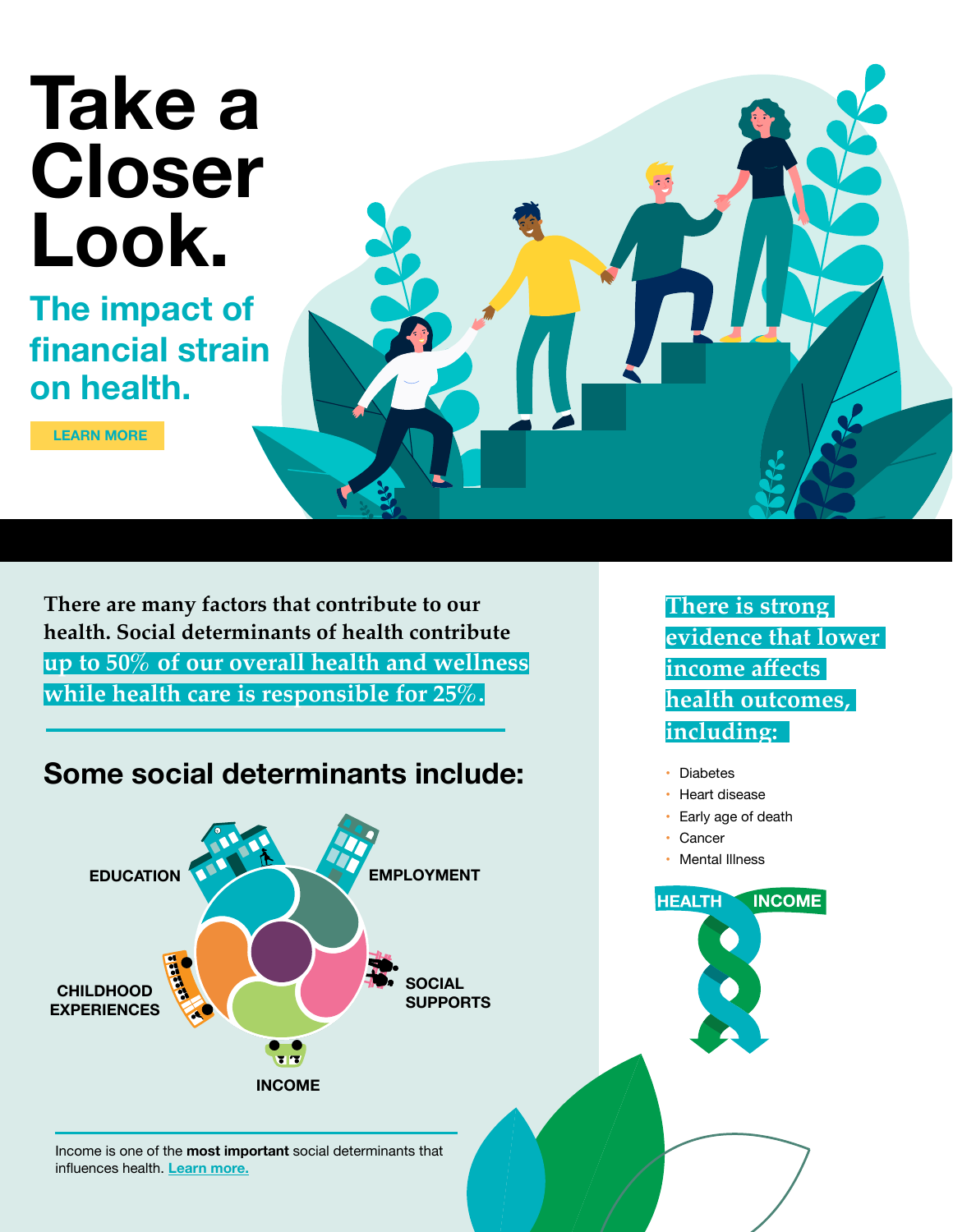# Take a Closer Look.

## The impact of financial strain on health.

LEARN MORE

There are many factors that contribute to our health. Social determinants of health contribute **up to 50% of our overall health and wellness while health care is responsible for 25%.**

## Some social determinants include:

- EDUCATION
- EMPLOYMENT
- SOCIAL SUPPORTS
- INCOME
- CHILDHOOD EXPERIENCES

Income is one of the **most important** social determinants that influences health. Learn more.

**There is strong evidence that lower income affects health outcomes, including:**

- Diabetes
- Heart disease
- Early age of death
- Cancer
- Mental Illness

HEALTH INCOME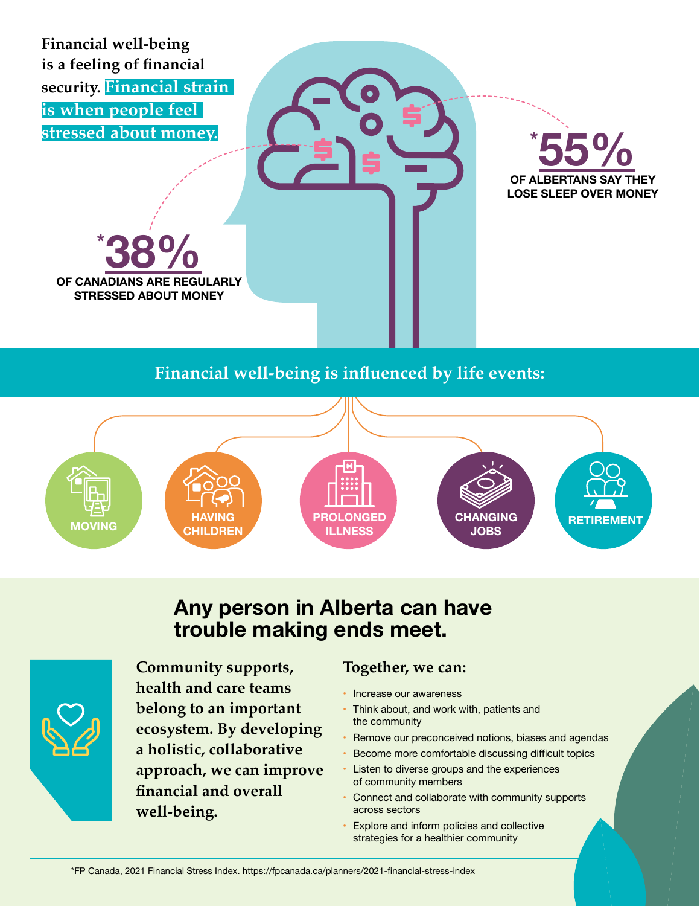Financial well-being is a feeling of financial security. **Financial strain is when people feel stressed about money.**

**\*38%**
OF CANADIANS ARE REGULARLY STRESSED ABOUT MONEY

**\*55%**
OF ALBERTANS SAY THEY LOSE SLEEP OVER MONEY

## Financial well-being is influenced by life events:

- MOVING
- HAVING CHILDREN
- PROLONGED ILLNESS
- CHANGING JOBS
- RETIREMENT

## Any person in Alberta can have trouble making ends meet.

**Community supports, health and care teams belong to an important ecosystem. By developing a holistic, collaborative approach, we can improve financial and overall well-being.**

### Together, we can:

- Increase our awareness
- Think about, and work with, patients and the community
- Remove our preconceived notions, biases and agendas
- Become more comfortable discussing difficult topics
- Listen to diverse groups and the experiences of community members
- Connect and collaborate with community supports across sectors
- Explore and inform policies and collective strategies for a healthier community

*FP Canada, 2021 Financial Stress Index. https://fpcanada.ca/planners/2021-financial-stress-index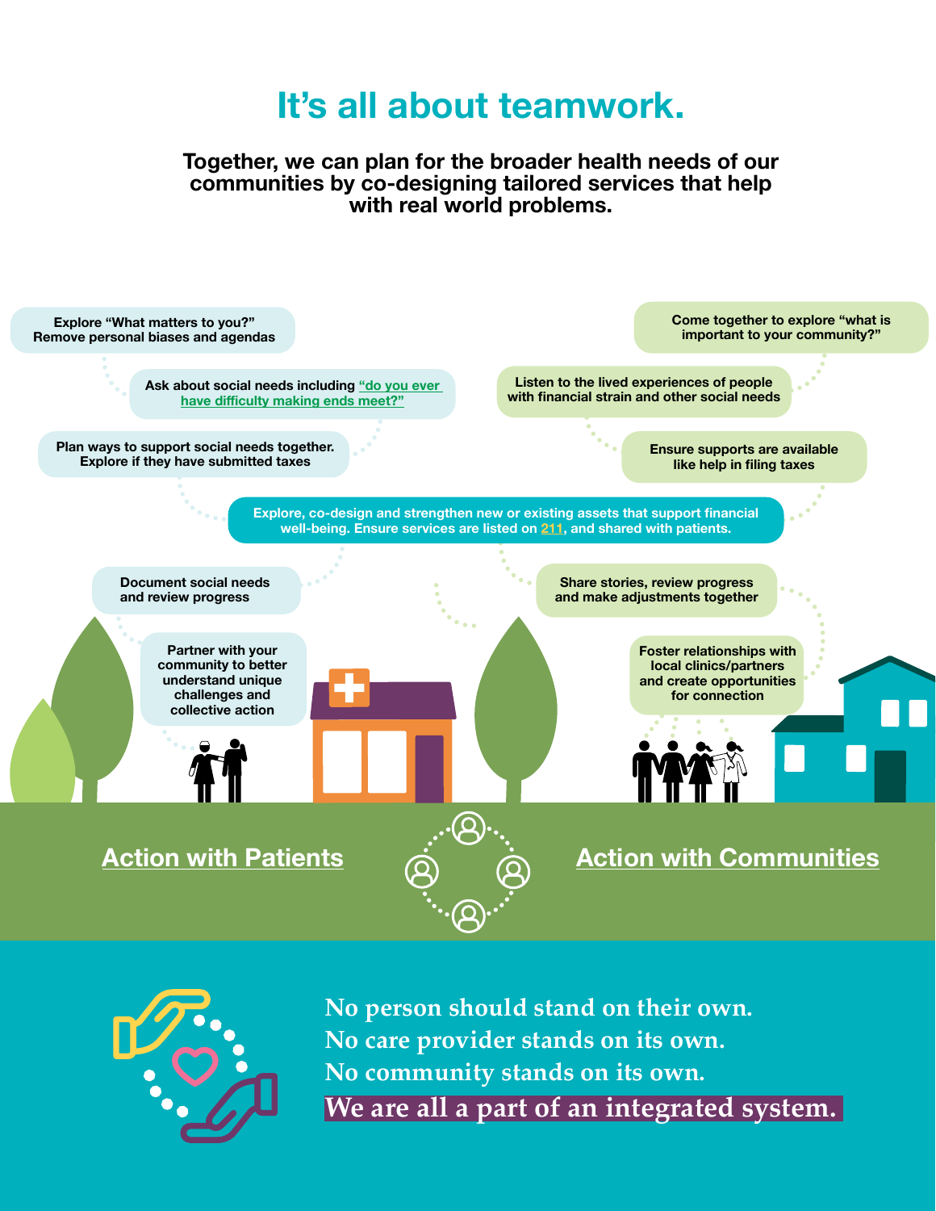# It's all about teamwork.

**Together, we can plan for the broader health needs of our communities by co-designing tailored services that help with real world problems.**

## Action with Patients

- Explore "What matters to you?" Remove personal biases and agendas
- Ask about social needs including "do you ever have difficulty making ends meet?"
- Plan ways to support social needs together. Explore if they have submitted taxes
- Document social needs and review progress
- Partner with your community to better understand unique challenges and collective action

## Action with Communities

- Come together to explore "what is important to your community?"
- Listen to the lived experiences of people with financial strain and other social needs
- Ensure supports are available like help in filing taxes
- Share stories, review progress and make adjustments together
- Foster relationships with local clinics/partners and create opportunities for connection

**Explore, co-design and strengthen new or existing assets that support financial well-being. Ensure services are listed on 211, and shared with patients.**

No person should stand on their own.
No care provider stands on its own.
No community stands on its own.
**We are all a part of an integrated system.**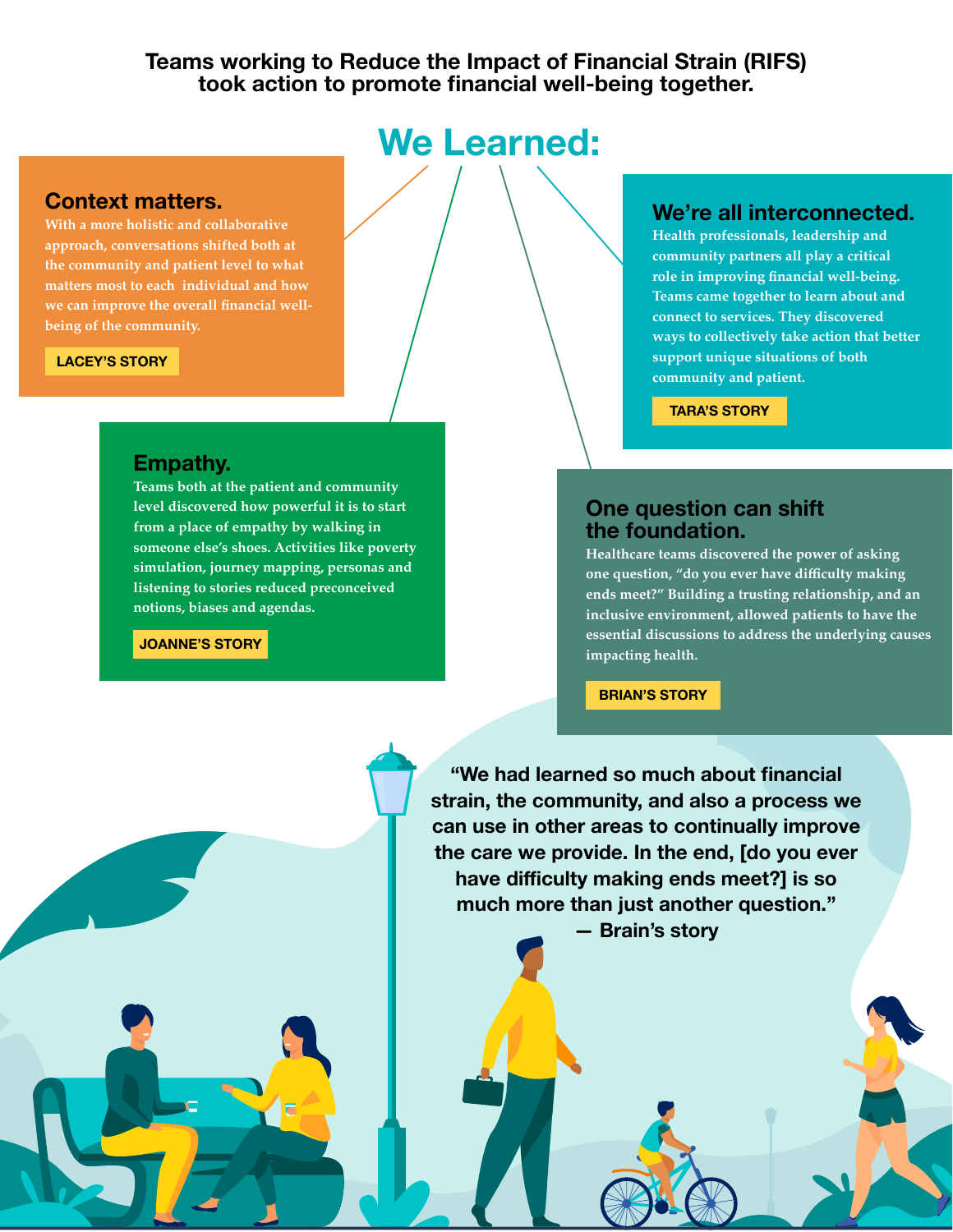**Teams working to Reduce the Impact of Financial Strain (RIFS) took action to promote financial well-being together.**

# We Learned:

## Context matters.

With a more holistic and collaborative approach, conversations shifted both at the community and patient level to what matters most to each individual and how we can improve the overall financial well-being of the community.

LACEY'S STORY

## We're all interconnected.

Health professionals, leadership and community partners all play a critical role in improving financial well-being. Teams came together to learn about and connect to services. They discovered ways to collectively take action that better support unique situations of both community and patient.

TARA'S STORY

## Empathy.

Teams both at the patient and community level discovered how powerful it is to start from a place of empathy by walking in someone else's shoes. Activities like poverty simulation, journey mapping, personas and listening to stories reduced preconceived notions, biases and agendas.

JOANNE'S STORY

## One question can shift the foundation.

Healthcare teams discovered the power of asking one question, "do you ever have difficulty making ends meet?" Building a trusting relationship, and an inclusive environment, allowed patients to have the essential discussions to address the underlying causes impacting health.

BRIAN'S STORY

**"We had learned so much about financial strain, the community, and also a process we can use in other areas to continually improve the care we provide. In the end, [do you ever have difficulty making ends meet?] is so much more than just another question."**
**— Brain's story**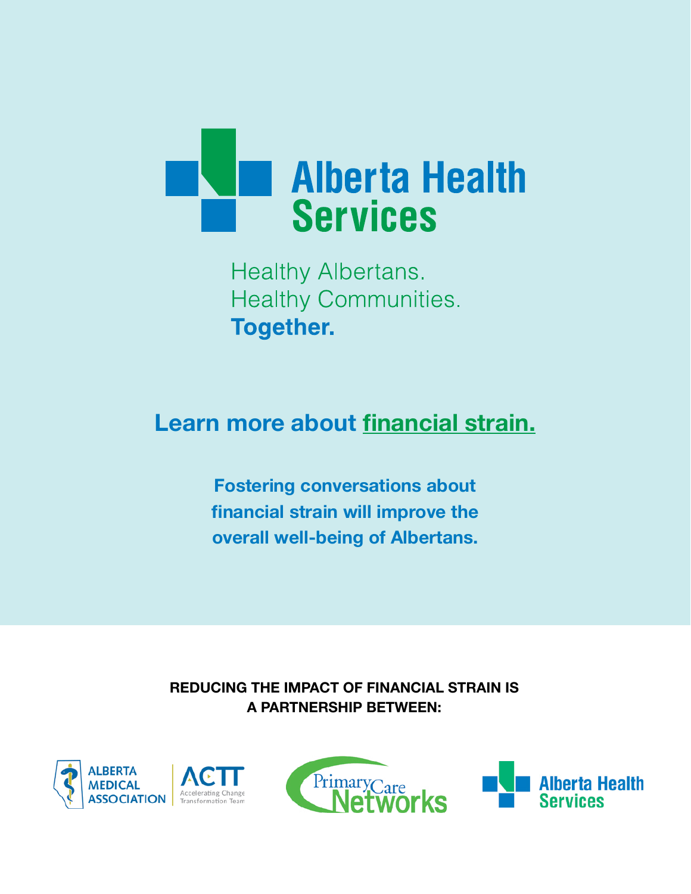Alberta Health Services

Healthy Albertans.
Healthy Communities.
**Together.**

## Learn more about financial strain.

**Fostering conversations about financial strain will improve the overall well-being of Albertans.**

**REDUCING THE IMPACT OF FINANCIAL STRAIN IS A PARTNERSHIP BETWEEN:**

Alberta Medical Association | ACTT Accelerating Change Transformation Team

Primary Care Networks

Alberta Health Services